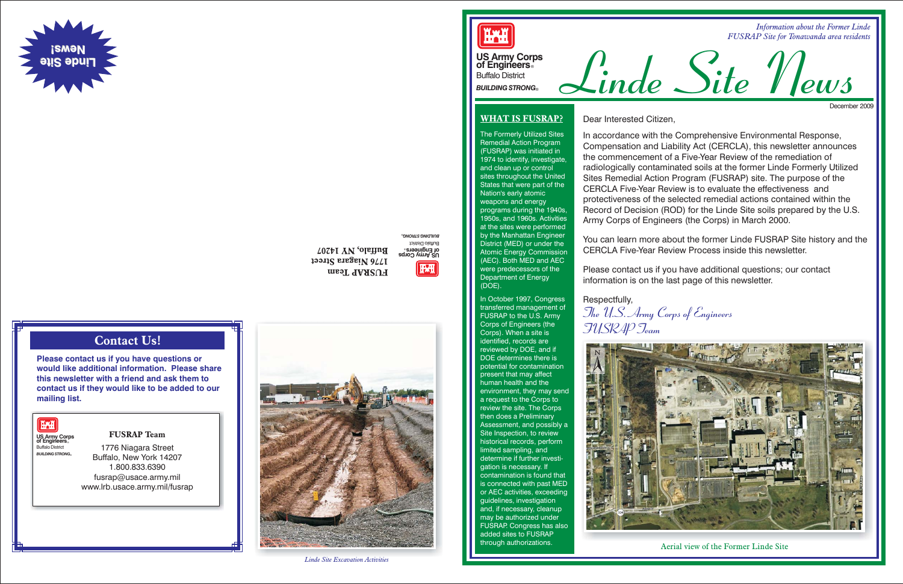# Linde Site News!

## Contact Us!

**Please contact us if you have questions or would like additional information. Please share this newsletter with a friend and ask them to contact us if they would like to be added to our mailing list.**

US Army Corps of Engineers
Buffalo District
BUILDING STRONG

**FUSRAP Team**
1776 Niagara Street
Buffalo, New York 14207
1.800.833.6390
fusrap@usace.army.mil
www.lrb.usace.army.mil/fusrap

*Linde Site Excavation Activities*

US Army Corps of Engineers
Buffalo District
BUILDING STRONG

**FUSRAP Team**
1776 Niagara Street
Buffalo, NY 14207

---

US Army Corps of Engineers
Buffalo District
BUILDING STRONG

*Information about the Former Linde FUSRAP Site for Tonawanda area residents*

# Linde Site News

December 2009

## WHAT IS FUSRAP?

The Formerly Utilized Sites Remedial Action Program (FUSRAP) was initiated in 1974 to identify, investigate, and clean up or control sites throughout the United States that were part of the Nation's early atomic weapons and energy programs during the 1940s, 1950s, and 1960s. Activities at the sites were performed by the Manhattan Engineer District (MED) or under the Atomic Energy Commission (AEC). Both MED and AEC were predecessors of the Department of Energy (DOE).

In October 1997, Congress transferred management of FUSRAP to the U.S. Army Corps of Engineers (the Corps). When a site is identified, records are reviewed by DOE, and if DOE determines there is potential for contamination present that may affect human health and the environment, they may send a request to the Corps to review the site. The Corps then does a Preliminary Assessment, and possibly a Site Inspection, to review historical records, perform limited sampling, and determine if further investigation is necessary. If contamination is found that is connected with past MED or AEC activities, exceeding guidelines, investigation and, if necessary, cleanup may be authorized under FUSRAP. Congress has also added sites to FUSRAP through authorizations.

Dear Interested Citizen,

In accordance with the Comprehensive Environmental Response, Compensation and Liability Act (CERCLA), this newsletter announces the commencement of a Five-Year Review of the remediation of radiologically contaminated soils at the former Linde Formerly Utilized Sites Remedial Action Program (FUSRAP) site. The purpose of the CERCLA Five-Year Review is to evaluate the effectiveness and protectiveness of the selected remedial actions contained within the Record of Decision (ROD) for the Linde Site soils prepared by the U.S. Army Corps of Engineers (the Corps) in March 2000.

You can learn more about the former Linde FUSRAP Site history and the CERCLA Five-Year Review Process inside this newsletter.

Please contact us if you have additional questions; our contact information is on the last page of this newsletter.

Respectfully,
*The U.S. Army Corps of Engineers*
*FUSRAP Team*

Aerial view of the Former Linde Site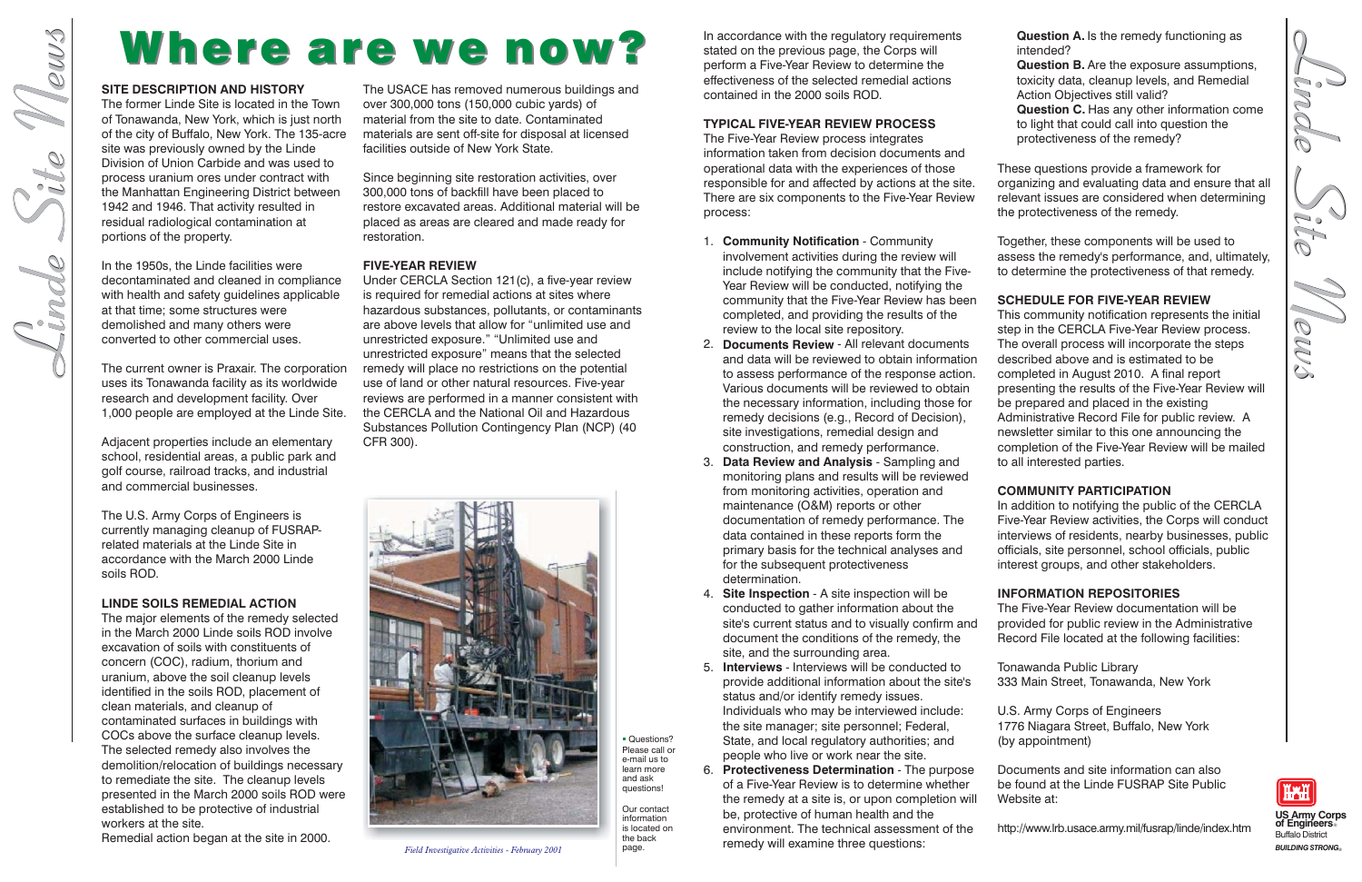# Where are we now?

### SITE DESCRIPTION AND HISTORY

The former Linde Site is located in the Town of Tonawanda, New York, which is just north of the city of Buffalo, New York. The 135-acre site was previously owned by the Linde Division of Union Carbide and was used to process uranium ores under contract with the Manhattan Engineering District between 1942 and 1946. That activity resulted in residual radiological contamination at portions of the property.

In the 1950s, the Linde facilities were decontaminated and cleaned in compliance with health and safety guidelines applicable at that time; some structures were demolished and many others were converted to other commercial uses.

The current owner is Praxair. The corporation uses its Tonawanda facility as its worldwide research and development facility. Over 1,000 people are employed at the Linde Site.

Adjacent properties include an elementary school, residential areas, a public park and golf course, railroad tracks, and industrial and commercial businesses.

The U.S. Army Corps of Engineers is currently managing cleanup of FUSRAP-related materials at the Linde Site in accordance with the March 2000 Linde soils ROD.

### LINDE SOILS REMEDIAL ACTION

The major elements of the remedy selected in the March 2000 Linde soils ROD involve excavation of soils with constituents of concern (COC), radium, thorium and uranium, above the soil cleanup levels identified in the soils ROD, placement of clean materials, and cleanup of contaminated surfaces in buildings with COCs above the surface cleanup levels. The selected remedy also involves the demolition/relocation of buildings necessary to remediate the site. The cleanup levels presented in the March 2000 soils ROD were established to be protective of industrial workers at the site.

Remedial action began at the site in 2000.

The USACE has removed numerous buildings and over 300,000 tons (150,000 cubic yards) of material from the site to date. Contaminated materials are sent off-site for disposal at licensed facilities outside of New York State.

Since beginning site restoration activities, over 300,000 tons of backfill have been placed to restore excavated areas. Additional material will be placed as areas are cleared and made ready for restoration.

### FIVE-YEAR REVIEW

Under CERCLA Section 121(c), a five-year review is required for remedial actions at sites where hazardous substances, pollutants, or contaminants are above levels that allow for "unlimited use and unrestricted exposure." "Unlimited use and unrestricted exposure" means that the selected remedy will place no restrictions on the potential use of land or other natural resources. Five-year reviews are performed in a manner consistent with the CERCLA and the National Oil and Hazardous Substances Pollution Contingency Plan (NCP) (40 CFR 300).

*Field Investigative Activities - February 2001*

- Questions? Please call or e-mail us to learn more and ask questions!

Our contact information is located on the back page.

In accordance with the regulatory requirements stated on the previous page, the Corps will perform a Five-Year Review to determine the effectiveness of the selected remedial actions contained in the 2000 soils ROD.

### TYPICAL FIVE-YEAR REVIEW PROCESS

The Five-Year Review process integrates information taken from decision documents and operational data with the experiences of those responsible for and affected by actions at the site. There are six components to the Five-Year Review process:

1. **Community Notification** - Community involvement activities during the review will include notifying the community that the Five-Year Review will be conducted, notifying the community that the Five-Year Review has been completed, and providing the results of the review to the local site repository.
2. **Documents Review** - All relevant documents and data will be reviewed to obtain information to assess performance of the response action. Various documents will be reviewed to obtain the necessary information, including those for remedy decisions (e.g., Record of Decision), site investigations, remedial design and construction, and remedy performance.
3. **Data Review and Analysis** - Sampling and monitoring plans and results will be reviewed from monitoring activities, operation and maintenance (O&M) reports or other documentation of remedy performance. The data contained in these reports form the primary basis for the technical analyses and for the subsequent protectiveness determination.
4. **Site Inspection** - A site inspection will be conducted to gather information about the site's current status and to visually confirm and document the conditions of the remedy, the site, and the surrounding area.
5. **Interviews** - Interviews will be conducted to provide additional information about the site's status and/or identify remedy issues. Individuals who may be interviewed include: the site manager; site personnel; Federal, State, and local regulatory authorities; and people who live or work near the site.
6. **Protectiveness Determination** - The purpose of a Five-Year Review is to determine whether the remedy at a site is, or upon completion will be, protective of human health and the environment. The technical assessment of the remedy will examine three questions:

   **Question A.** Is the remedy functioning as intended?
   **Question B.** Are the exposure assumptions, toxicity data, cleanup levels, and Remedial Action Objectives still valid?
   **Question C.** Has any other information come to light that could call into question the protectiveness of the remedy?

These questions provide a framework for organizing and evaluating data and ensure that all relevant issues are considered when determining the protectiveness of the remedy.

Together, these components will be used to assess the remedy's performance, and, ultimately, to determine the protectiveness of that remedy.

### SCHEDULE FOR FIVE-YEAR REVIEW

This community notification represents the initial step in the CERCLA Five-Year Review process. The overall process will incorporate the steps described above and is estimated to be completed in August 2010. A final report presenting the results of the Five-Year Review will be prepared and placed in the existing Administrative Record File for public review. A newsletter similar to this one announcing the completion of the Five-Year Review will be mailed to all interested parties.

### COMMUNITY PARTICIPATION

In addition to notifying the public of the CERCLA Five-Year Review activities, the Corps will conduct interviews of residents, nearby businesses, public officials, site personnel, school officials, public interest groups, and other stakeholders.

### INFORMATION REPOSITORIES

The Five-Year Review documentation will be provided for public review in the Administrative Record File located at the following facilities:

Tonawanda Public Library
333 Main Street, Tonawanda, New York

U.S. Army Corps of Engineers
1776 Niagara Street, Buffalo, New York
(by appointment)

Documents and site information can also be found at the Linde FUSRAP Site Public Website at:

http://www.lrb.usace.army.mil/fusrap/linde/index.htm

US Army Corps of Engineers
Buffalo District
*BUILDING STRONG*